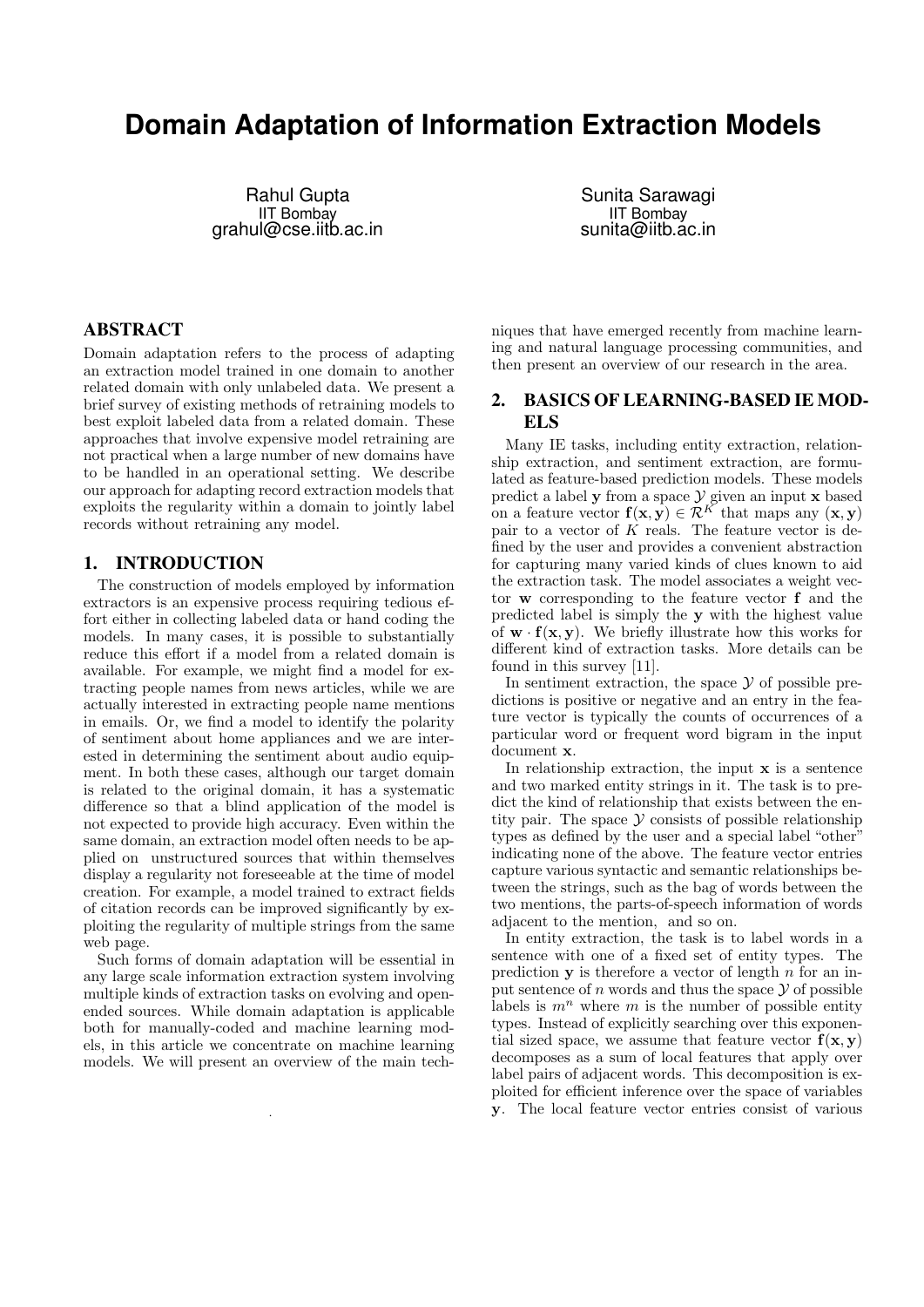# Domain Adaptation of Information Extraction Models

Rahul Gupta
IIT Bombay
grahul@cse.iitb.ac.in

Sunita Sarawagi
IIT Bombay
sunita@iitb.ac.in

## ABSTRACT

Domain adaptation refers to the process of adapting an extraction model trained in one domain to another related domain with only unlabeled data. We present a brief survey of existing methods of retraining models to best exploit labeled data from a related domain. These approaches that involve expensive model retraining are not practical when a large number of new domains have to be handled in an operational setting. We describe our approach for adapting record extraction models that exploits the regularity within a domain to jointly label records without retraining any model.

## 1. INTRODUCTION

The construction of models employed by information extractors is an expensive process requiring tedious effort either in collecting labeled data or hand coding the models. In many cases, it is possible to substantially reduce this effort if a model from a related domain is available. For example, we might find a model for extracting people names from news articles, while we are actually interested in extracting people name mentions in emails. Or, we find a model to identify the polarity of sentiment about home appliances and we are interested in determining the sentiment about audio equipment. In both these cases, although our target domain is related to the original domain, it has a systematic difference so that a blind application of the model is not expected to provide high accuracy. Even within the same domain, an extraction model often needs to be applied on unstructured sources that within themselves display a regularity not foreseeable at the time of model creation. For example, a model trained to extract fields of citation records can be improved significantly by exploiting the regularity of multiple strings from the same web page.

Such forms of domain adaptation will be essential in any large scale information extraction system involving multiple kinds of extraction tasks on evolving and open-ended sources. While domain adaptation is applicable both for manually-coded and machine learning models, in this article we concentrate on machine learning models. We will present an overview of the main techniques that have emerged recently from machine learning and natural language processing communities, and then present an overview of our research in the area.

## 2. BASICS OF LEARNING-BASED IE MODELS

Many IE tasks, including entity extraction, relationship extraction, and sentiment extraction, are formulated as feature-based prediction models. These models predict a label $\mathbf{y}$ from a space $\mathcal{Y}$ given an input $\mathbf{x}$ based on a feature vector $\mathbf{f}(\mathbf{x}, \mathbf{y}) \in \mathcal{R}^K$ that maps any $(\mathbf{x}, \mathbf{y})$ pair to a vector of $K$ reals. The feature vector is defined by the user and provides a convenient abstraction for capturing many varied kinds of clues known to aid the extraction task. The model associates a weight vector $\mathbf{w}$ corresponding to the feature vector $\mathbf{f}$ and the predicted label is simply the $\mathbf{y}$ with the highest value of $\mathbf{w} \cdot \mathbf{f}(\mathbf{x}, \mathbf{y})$. We briefly illustrate how this works for different kind of extraction tasks. More details can be found in this survey [11].

In sentiment extraction, the space $\mathcal{Y}$ of possible predictions is positive or negative and an entry in the feature vector is typically the counts of occurrences of a particular word or frequent word bigram in the input document $\mathbf{x}$.

In relationship extraction, the input $\mathbf{x}$ is a sentence and two marked entity strings in it. The task is to predict the kind of relationship that exists between the entity pair. The space $\mathcal{Y}$ consists of possible relationship types as defined by the user and a special label "other" indicating none of the above. The feature vector entries capture various syntactic and semantic relationships between the strings, such as the bag of words between the two mentions, the parts-of-speech information of words adjacent to the mention, and so on.

In entity extraction, the task is to label words in a sentence with one of a fixed set of entity types. The prediction $\mathbf{y}$ is therefore a vector of length $n$ for an input sentence of $n$ words and thus the space $\mathcal{Y}$ of possible labels is $m^n$ where $m$ is the number of possible entity types. Instead of explicitly searching over this exponential sized space, we assume that feature vector $\mathbf{f}(\mathbf{x}, \mathbf{y})$ decomposes as a sum of local features that apply over label pairs of adjacent words. This decomposition is exploited for efficient inference over the space of variables $\mathbf{y}$. The local feature vector entries consist of various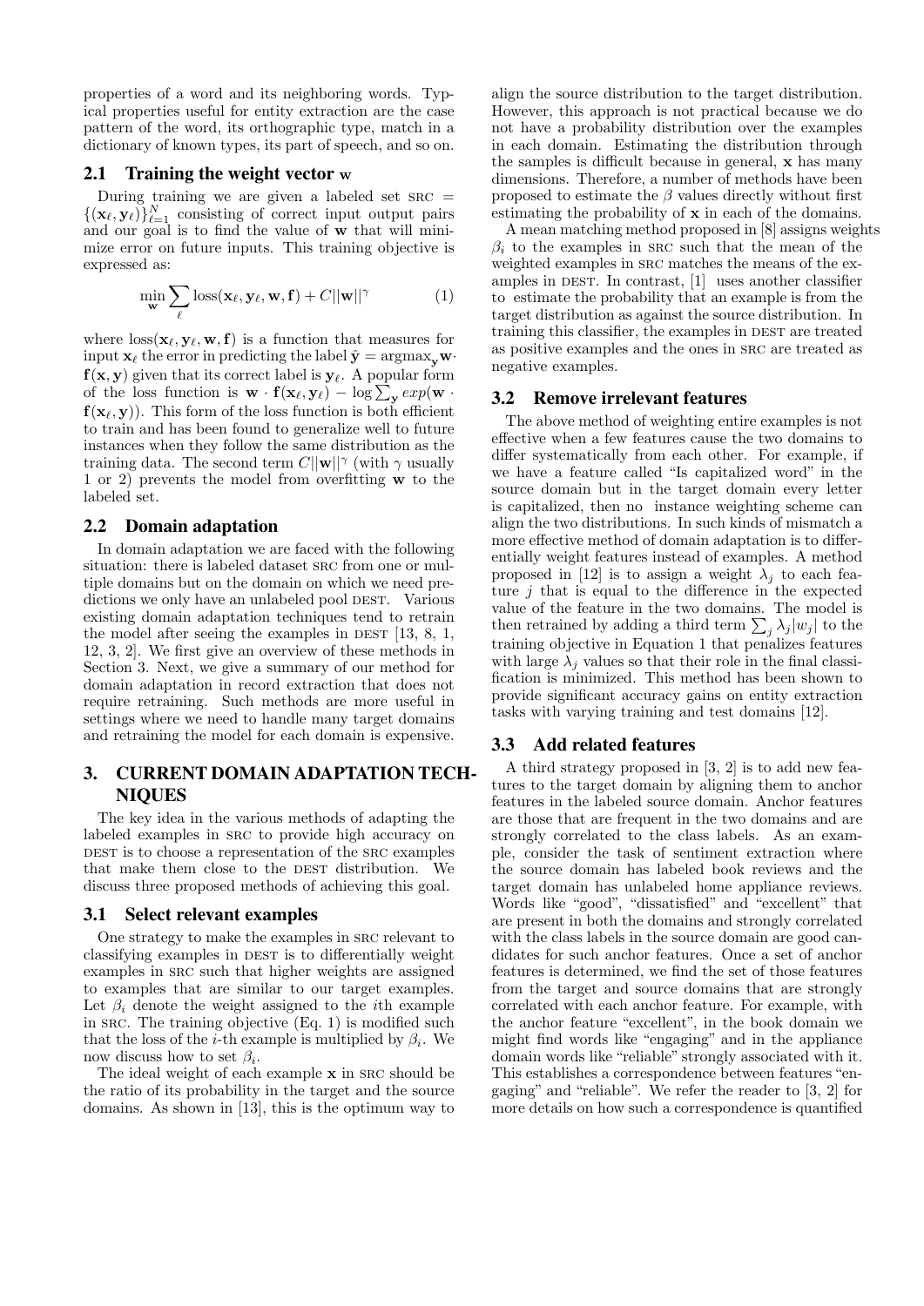properties of a word and its neighboring words. Typical properties useful for entity extraction are the case pattern of the word, its orthographic type, match in a dictionary of known types, its part of speech, and so on.

## 2.1 Training the weight vector $\mathbf{w}$

During training we are given a labeled set $\text{SRC} = \{(\mathbf{x}_\ell, \mathbf{y}_\ell)\}_{\ell=1}^N$ consisting of correct input output pairs and our goal is to find the value of $\mathbf{w}$ that will minimize error on future inputs. This training objective is expressed as:

$$\min_{\mathbf{w}} \sum_\ell \text{loss}(\mathbf{x}_\ell, \mathbf{y}_\ell, \mathbf{w}, \mathbf{f}) + C||\mathbf{w}||^\gamma \tag{1}$$

where $\text{loss}(\mathbf{x}_\ell, \mathbf{y}_\ell, \mathbf{w}, \mathbf{f})$ is a function that measures for input $\mathbf{x}_\ell$ the error in predicting the label $\hat{\mathbf{y}} = \text{argmax}_{\mathbf{y}} \mathbf{w} \cdot \mathbf{f}(\mathbf{x}, \mathbf{y})$ given that its correct label is $\mathbf{y}_\ell$. A popular form of the loss function is $\mathbf{w} \cdot \mathbf{f}(\mathbf{x}_\ell, \mathbf{y}_\ell) - \log \sum_{\mathbf{y}} exp(\mathbf{w} \cdot \mathbf{f}(\mathbf{x}_\ell, \mathbf{y}))$. This form of the loss function is both efficient to train and has been found to generalize well to future instances when they follow the same distribution as the training data. The second term $C||\mathbf{w}||^\gamma$ (with $\gamma$ usually 1 or 2) prevents the model from overfitting $\mathbf{w}$ to the labeled set.

## 2.2 Domain adaptation

In domain adaptation we are faced with the following situation: there is labeled dataset SRC from one or multiple domains but on the domain on which we need predictions we only have an unlabeled pool DEST. Various existing domain adaptation techniques tend to retrain the model after seeing the examples in DEST [13, 8, 1, 12, 3, 2]. We first give an overview of these methods in Section 3. Next, we give a summary of our method for domain adaptation in record extraction that does not require retraining. Such methods are more useful in settings where we need to handle many target domains and retraining the model for each domain is expensive.

# 3. CURRENT DOMAIN ADAPTATION TECHNIQUES

The key idea in the various methods of adapting the labeled examples in SRC to provide high accuracy on DEST is to choose a representation of the SRC examples that make them close to the DEST distribution. We discuss three proposed methods of achieving this goal.

## 3.1 Select relevant examples

One strategy to make the examples in SRC relevant to classifying examples in DEST is to differentially weight examples in SRC such that higher weights are assigned to examples that are similar to our target examples. Let $\beta_i$ denote the weight assigned to the $i$th example in SRC. The training objective (Eq. 1) is modified such that the loss of the $i$-th example is multiplied by $\beta_i$. We now discuss how to set $\beta_i$.

The ideal weight of each example $\mathbf{x}$ in SRC should be the ratio of its probability in the target and the source domains. As shown in [13], this is the optimum way to align the source distribution to the target distribution. However, this approach is not practical because we do not have a probability distribution over the examples in each domain. Estimating the distribution through the samples is difficult because in general, $\mathbf{x}$ has many dimensions. Therefore, a number of methods have been proposed to estimate the $\beta$ values directly without first estimating the probability of $\mathbf{x}$ in each of the domains.

A mean matching method proposed in [8] assigns weights $\beta_i$ to the examples in SRC such that the mean of the weighted examples in SRC matches the means of the examples in DEST. In contrast, [1] uses another classifier to estimate the probability that an example is from the target distribution as against the source distribution. In training this classifier, the examples in DEST are treated as positive examples and the ones in SRC are treated as negative examples.

## 3.2 Remove irrelevant features

The above method of weighting entire examples is not effective when a few features cause the two domains to differ systematically from each other. For example, if we have a feature called "Is capitalized word" in the source domain but in the target domain every letter is capitalized, then no instance weighting scheme can align the two distributions. In such kinds of mismatch a more effective method of domain adaptation is to differentially weight features instead of examples. A method proposed in [12] is to assign a weight $\lambda_j$ to each feature $j$ that is equal to the difference in the expected value of the feature in the two domains. The model is then retrained by adding a third term $\sum_j \lambda_j |w_j|$ to the training objective in Equation 1 that penalizes features with large $\lambda_j$ values so that their role in the final classification is minimized. This method has been shown to provide significant accuracy gains on entity extraction tasks with varying training and test domains [12].

## 3.3 Add related features

A third strategy proposed in [3, 2] is to add new features to the target domain by aligning them to anchor features in the labeled source domain. Anchor features are those that are frequent in the two domains and are strongly correlated to the class labels. As an example, consider the task of sentiment extraction where the source domain has labeled book reviews and the target domain has unlabeled home appliance reviews. Words like "good", "dissatisfied" and "excellent" that are present in both the domains and strongly correlated with the class labels in the source domain are good candidates for such anchor features. Once a set of anchor features is determined, we find the set of those features from the target and source domains that are strongly correlated with each anchor feature. For example, with the anchor feature "excellent", in the book domain we might find words like "engaging" and in the appliance domain words like "reliable" strongly associated with it. This establishes a correspondence between features "engaging" and "reliable". We refer the reader to [3, 2] for more details on how such a correspondence is quantified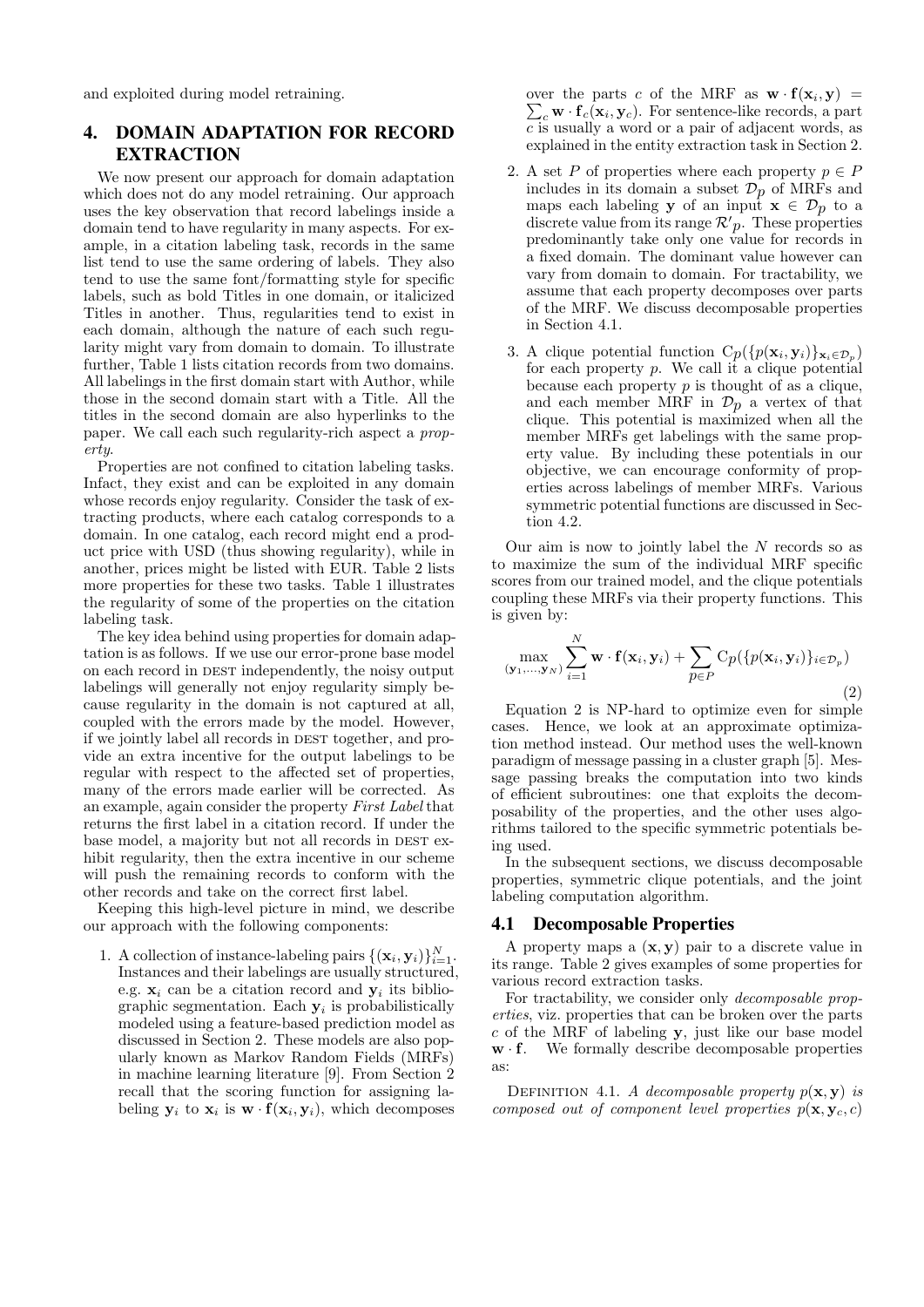and exploited during model retraining.

# 4. DOMAIN ADAPTATION FOR RECORD EXTRACTION

We now present our approach for domain adaptation which does not do any model retraining. Our approach uses the key observation that record labelings inside a domain tend to have regularity in many aspects. For example, in a citation labeling task, records in the same list tend to use the same ordering of labels. They also tend to use the same font/formatting style for specific labels, such as bold Titles in one domain, or italicized Titles in another. Thus, regularities tend to exist in each domain, although the nature of each such regularity might vary from domain to domain. To illustrate further, Table 1 lists citation records from two domains. All labelings in the first domain start with Author, while those in the second domain start with a Title. All the titles in the second domain are also hyperlinks to the paper. We call each such regularity-rich aspect a *property*.

Properties are not confined to citation labeling tasks. Infact, they exist and can be exploited in any domain whose records enjoy regularity. Consider the task of extracting products, where each catalog corresponds to a domain. In one catalog, each record might end a product price with USD (thus showing regularity), while in another, prices might be listed with EUR. Table 2 lists more properties for these two tasks. Table 1 illustrates the regularity of some of the properties on the citation labeling task.

The key idea behind using properties for domain adaptation is as follows. If we use our error-prone base model on each record in DEST independently, the noisy output labelings will generally not enjoy regularity simply because regularity in the domain is not captured at all, coupled with the errors made by the model. However, if we jointly label all records in DEST together, and provide an extra incentive for the output labelings to be regular with respect to the affected set of properties, many of the errors made earlier will be corrected. As an example, again consider the property *First Label* that returns the first label in a citation record. If under the base model, a majority but not all records in DEST exhibit regularity, then the extra incentive in our scheme will push the remaining records to conform with the other records and take on the correct first label.

Keeping this high-level picture in mind, we describe our approach with the following components:

1. A collection of instance-labeling pairs $\{(\mathbf{x}_i, \mathbf{y}_i)\}_{i=1}^N$. Instances and their labelings are usually structured, e.g. $\mathbf{x}_i$ can be a citation record and $\mathbf{y}_i$ its bibliographic segmentation. Each $\mathbf{y}_i$ is probabilistically modeled using a feature-based prediction model as discussed in Section 2. These models are also popularly known as Markov Random Fields (MRFs) in machine learning literature [9]. From Section 2 recall that the scoring function for assigning labeling $\mathbf{y}_i$ to $\mathbf{x}_i$ is $\mathbf{w} \cdot \mathbf{f}(\mathbf{x}_i, \mathbf{y}_i)$, which decomposes over the parts $c$ of the MRF as $\mathbf{w} \cdot \mathbf{f}(\mathbf{x}_i, \mathbf{y}) = \sum_c \mathbf{w} \cdot \mathbf{f}_c(\mathbf{x}_i, \mathbf{y}_c)$. For sentence-like records, a part $c$ is usually a word or a pair of adjacent words, as explained in the entity extraction task in Section 2.
2. A set $P$ of properties where each property $p \in P$ includes in its domain a subset $\mathcal{D}_p$ of MRFs and maps each labeling $\mathbf{y}$ of an input $\mathbf{x} \in \mathcal{D}_p$ to a discrete value from its range $\mathcal{R}'p$. These properties predominantly take only one value for records in a fixed domain. The dominant value however can vary from domain to domain. For tractability, we assume that each property decomposes over parts of the MRF. We discuss decomposable properties in Section 4.1.
3. A clique potential function $\mathrm{C}p(\{p(\mathbf{x}_i, \mathbf{y}_i)\}_{\mathbf{x}_i \in \mathcal{D}_p})$ for each property $p$. We call it a clique potential because each property $p$ is thought of as a clique, and each member MRF in $\mathcal{D}_p$ a vertex of that clique. This potential is maximized when all the member MRFs get labelings with the same property value. By including these potentials in our objective, we can encourage conformity of properties across labelings of member MRFs. Various symmetric potential functions are discussed in Section 4.2.

Our aim is now to jointly label the $N$ records so as to maximize the sum of the individual MRF specific scores from our trained model, and the clique potentials coupling these MRFs via their property functions. This is given by:

$$\max_{(\mathbf{y}_1, \ldots, \mathbf{y}_N)} \sum_{i=1}^{N} \mathbf{w} \cdot \mathbf{f}(\mathbf{x}_i, \mathbf{y}_i) + \sum_{p \in P} \mathrm{C}p(\{p(\mathbf{x}_i, \mathbf{y}_i)\}_{i \in \mathcal{D}_p}) \tag{2}$$

Equation 2 is NP-hard to optimize even for simple cases. Hence, we look at an approximate optimization method instead. Our method uses the well-known paradigm of message passing in a cluster graph [5]. Message passing breaks the computation into two kinds of efficient subroutines: one that exploits the decomposability of the properties, and the other uses algorithms tailored to the specific symmetric potentials being used.

In the subsequent sections, we discuss decomposable properties, symmetric clique potentials, and the joint labeling computation algorithm.

## 4.1 Decomposable Properties

A property maps a $(\mathbf{x}, \mathbf{y})$ pair to a discrete value in its range. Table 2 gives examples of some properties for various record extraction tasks.

For tractability, we consider only *decomposable properties*, viz. properties that can be broken over the parts $c$ of the MRF of labeling $\mathbf{y}$, just like our base model $\mathbf{w} \cdot \mathbf{f}$. We formally describe decomposable properties as:

DEFINITION 4.1. *A decomposable property $p(\mathbf{x}, \mathbf{y})$ is composed out of component level properties $p(\mathbf{x}, \mathbf{y}_c, c)$*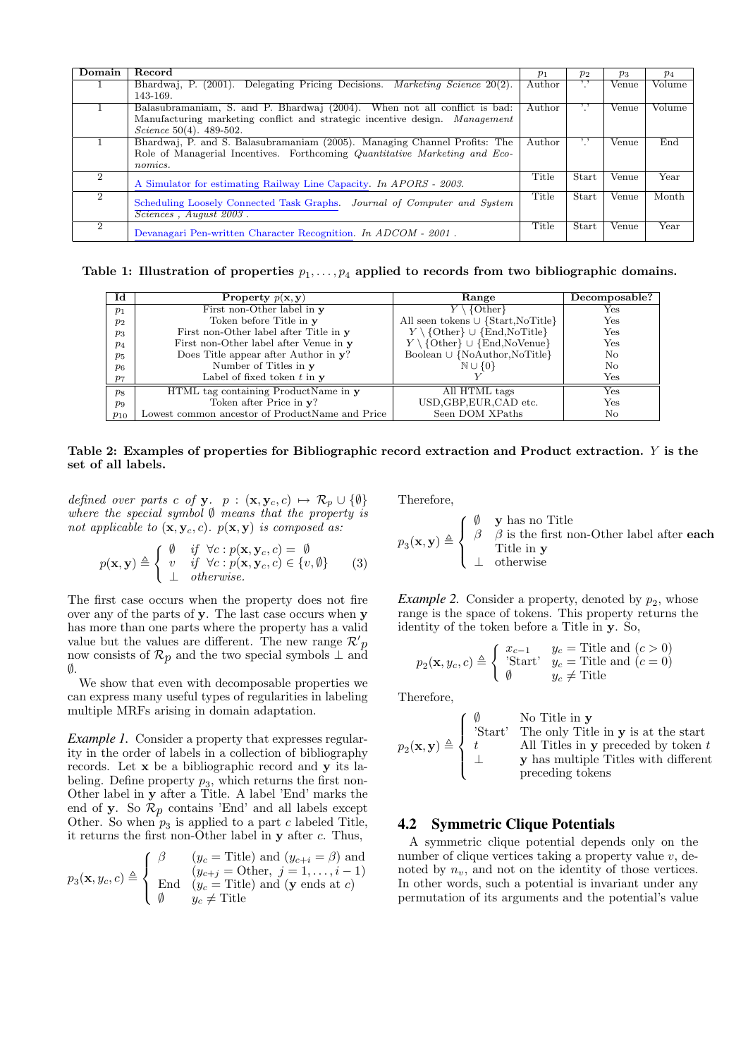| Domain | Record | $p_1$ | $p_2$ | $p_3$ | $p_4$ |
|---|---|---|---|---|---|
| 1 | Bhardwaj, P. (2001). Delegating Pricing Decisions. *Marketing Science* 20(2). 143-169. | Author | '.' | Venue | Volume |
| 1 | Balasubramaniam, S. and P. Bhardwaj (2004). When not all conflict is bad: Manufacturing marketing conflict and strategic incentive design. *Management Science* 50(4). 489-502. | Author | '.' | Venue | Volume |
| 1 | Bhardwaj, P. and S. Balasubramaniam (2005). Managing Channel Profits: The Role of Managerial Incentives. Forthcoming *Quantitative Marketing and Economics.* | Author | '.' | Venue | End |
| 2 | A Simulator for estimating Railway Line Capacity. *In APORS - 2003.* | Title | Start | Venue | Year |
| 2 | Scheduling Loosely Connected Task Graphs. *Journal of Computer and System Sciences , August 2003 .* | Title | Start | Venue | Month |
| 2 | Devanagari Pen-written Character Recognition. *In ADCOM - 2001 .* | Title | Start | Venue | Year |

**Table 1: Illustration of properties $p_1, \ldots, p_4$ applied to records from two bibliographic domains.**

| Id | Property $p(\mathbf{x}, \mathbf{y})$ | Range | Decomposable? |
|---|---|---|---|
| $p_1$ | First non-Other label in $\mathbf{y}$ | $Y \setminus$ {Other} | Yes |
| $p_2$ | Token before Title in $\mathbf{y}$ | All seen tokens $\cup$ {Start,NoTitle} | Yes |
| $p_3$ | First non-Other label after Title in $\mathbf{y}$ | $Y \setminus$ {Other} $\cup$ {End,NoTitle} | Yes |
| $p_4$ | First non-Other label after Venue in $\mathbf{y}$ | $Y \setminus$ {Other} $\cup$ {End,NoVenue} | Yes |
| $p_5$ | Does Title appear after Author in $\mathbf{y}$? | Boolean $\cup$ {NoAuthor,NoTitle} | No |
| $p_6$ | Number of Titles in $\mathbf{y}$ | $\mathbb{N} \cup \{0\}$ | No |
| $p_7$ | Label of fixed token $t$ in $\mathbf{y}$ | $Y$ | Yes |
| $p_8$ | HTML tag containing ProductName in $\mathbf{y}$ | All HTML tags | Yes |
| $p_9$ | Token after Price in $\mathbf{y}$? | USD,GBP,EUR,CAD etc. | Yes |
| $p_{10}$ | Lowest common ancestor of ProductName and Price | Seen DOM XPaths | No |

**Table 2: Examples of properties for Bibliographic record extraction and Product extraction. $Y$ is the set of all labels.**

*defined over parts $c$ of $\mathbf{y}$. $p : (\mathbf{x}, \mathbf{y}_c, c) \mapsto \mathcal{R}_p \cup \{\emptyset\}$ where the special symbol $\emptyset$ means that the property is not applicable to $(\mathbf{x}, \mathbf{y}_c, c)$. $p(\mathbf{x}, \mathbf{y})$ is composed as:*

$$p(\mathbf{x}, \mathbf{y}) \triangleq \begin{cases} \emptyset & \text{if } \forall c : p(\mathbf{x}, \mathbf{y}_c, c) = \emptyset \\ v & \text{if } \forall c : p(\mathbf{x}, \mathbf{y}_c, c) \in \{v, \emptyset\} \\ \perp & \text{otherwise.} \end{cases} \quad (3)$$

The first case occurs when the property does not fire over any of the parts of $\mathbf{y}$. The last case occurs when $\mathbf{y}$ has more than one parts where the property has a valid value but the values are different. The new range $\mathcal{R}'_p$ now consists of $\mathcal{R}_p$ and the two special symbols $\perp$ and $\emptyset$.

We show that even with decomposable properties we can express many useful types of regularities in labeling multiple MRFs arising in domain adaptation.

*Example 1.* Consider a property that expresses regularity in the order of labels in a collection of bibliography records. Let $\mathbf{x}$ be a bibliographic record and $\mathbf{y}$ its labeling. Define property $p_3$, which returns the first non-Other label in $\mathbf{y}$ after a Title. A label 'End' marks the end of $\mathbf{y}$. So $\mathcal{R}_p$ contains 'End' and all labels except Other. So when $p_3$ is applied to a part $c$ labeled Title, it returns the first non-Other label in $\mathbf{y}$ after $c$. Thus,

$$p_3(\mathbf{x}, y_c, c) \triangleq \begin{cases} \beta & (y_c = \text{Title}) \text{ and } (y_{c+i} = \beta) \text{ and} \\ & (y_{c+j} = \text{Other},\ j = 1, \ldots, i-1) \\ \text{End} & (y_c = \text{Title}) \text{ and } (\mathbf{y} \text{ ends at } c) \\ \emptyset & y_c \neq \text{Title} \end{cases}$$

Therefore,

$$p_3(\mathbf{x}, \mathbf{y}) \triangleq \begin{cases} \emptyset & \mathbf{y} \text{ has no Title} \\ \beta & \beta \text{ is the first non-Other label after } \textbf{each} \\ & \text{Title in } \mathbf{y} \\ \perp & \text{otherwise} \end{cases}$$

*Example 2.* Consider a property, denoted by $p_2$, whose range is the space of tokens. This property returns the identity of the token before a Title in $\mathbf{y}$. So,

$$p_2(\mathbf{x}, y_c, c) \triangleq \begin{cases} x_{c-1} & y_c = \text{Title and } (c > 0) \\ \text{'Start'} & y_c = \text{Title and } (c = 0) \\ \emptyset & y_c \neq \text{Title} \end{cases}$$

Therefore,

$$p_2(\mathbf{x}, \mathbf{y}) \triangleq \begin{cases} \emptyset & \text{No Title in } \mathbf{y} \\ \text{'Start'} & \text{The only Title in } \mathbf{y} \text{ is at the start} \\ t & \text{All Titles in } \mathbf{y} \text{ preceded by token } t \\ \perp & \mathbf{y} \text{ has multiple Titles with different} \\ & \text{preceding tokens} \end{cases}$$

### 4.2 Symmetric Clique Potentials

A symmetric clique potential depends only on the number of clique vertices taking a property value $v$, denoted by $n_v$, and not on the identity of those vertices. In other words, such a potential is invariant under any permutation of its arguments and the potential's value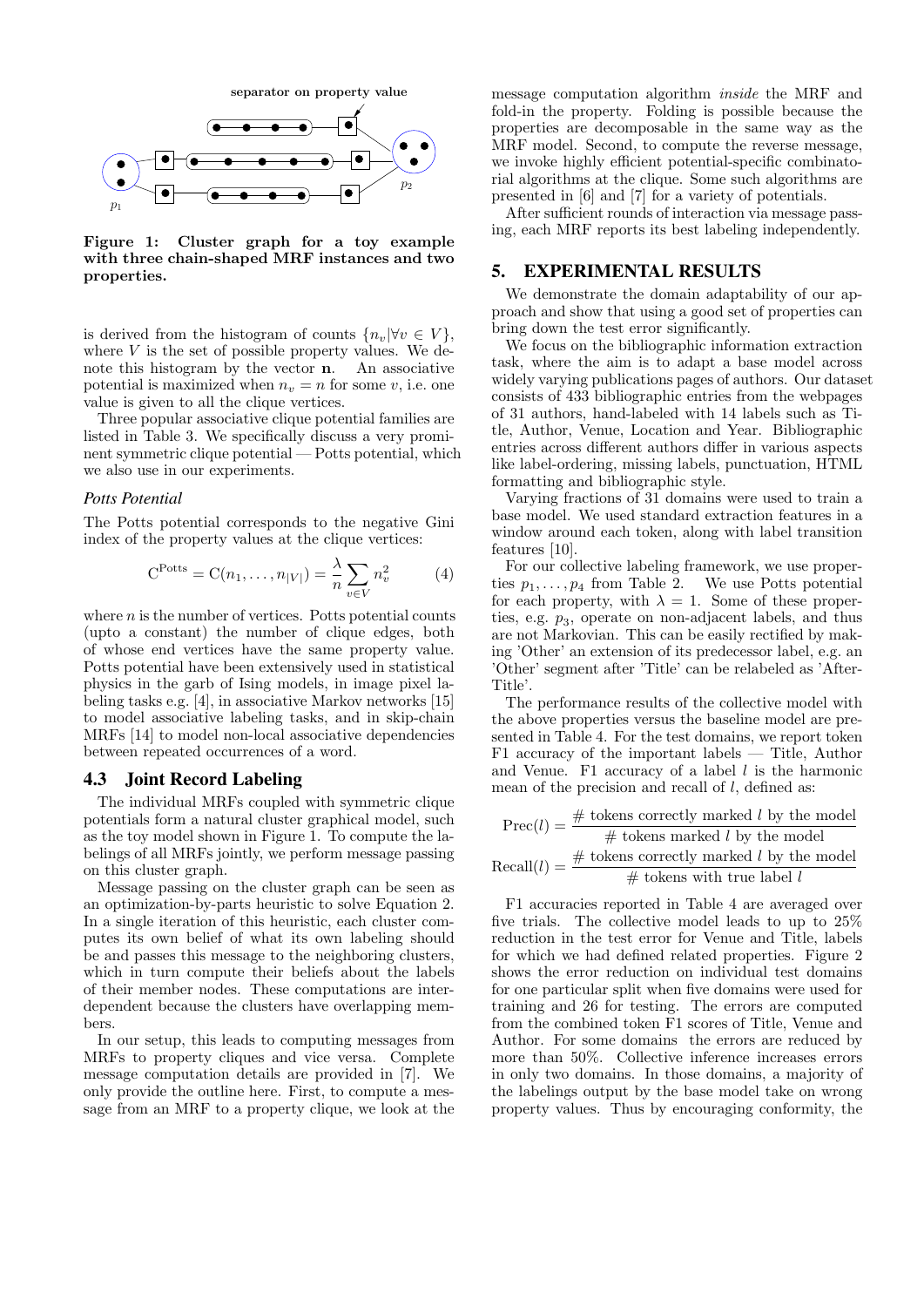Figure 1: Cluster graph for a toy example with three chain-shaped MRF instances and two properties.

is derived from the histogram of counts $\{n_v | \forall v \in V\}$, where $V$ is the set of possible property values. We denote this histogram by the vector $\mathbf{n}$. An associative potential is maximized when $n_v = n$ for some $v$, i.e. one value is given to all the clique vertices.

Three popular associative clique potential families are listed in Table 3. We specifically discuss a very prominent symmetric clique potential — Potts potential, which we also use in our experiments.

### *Potts Potential*

The Potts potential corresponds to the negative Gini index of the property values at the clique vertices:

$$\mathrm{C}^{\mathrm{Potts}} = \mathrm{C}(n_1, \ldots, n_{|V|}) = \frac{\lambda}{n} \sum_{v \in V} n_v^2 \tag{4}$$

where $n$ is the number of vertices. Potts potential counts (upto a constant) the number of clique edges, both of whose end vertices have the same property value. Potts potential have been extensively used in statistical physics in the garb of Ising models, in image pixel labeling tasks e.g. [4], in associative Markov networks [15] to model associative labeling tasks, and in skip-chain MRFs [14] to model non-local associative dependencies between repeated occurrences of a word.

## 4.3 Joint Record Labeling

The individual MRFs coupled with symmetric clique potentials form a natural cluster graphical model, such as the toy model shown in Figure 1. To compute the labelings of all MRFs jointly, we perform message passing on this cluster graph.

Message passing on the cluster graph can be seen as an optimization-by-parts heuristic to solve Equation 2. In a single iteration of this heuristic, each cluster computes its own belief of what its own labeling should be and passes this message to the neighboring clusters, which in turn compute their beliefs about the labels of their member nodes. These computations are interdependent because the clusters have overlapping members.

In our setup, this leads to computing messages from MRFs to property cliques and vice versa. Complete message computation details are provided in [7]. We only provide the outline here. First, to compute a message from an MRF to a property clique, we look at the message computation algorithm *inside* the MRF and fold-in the property. Folding is possible because the properties are decomposable in the same way as the MRF model. Second, to compute the reverse message, we invoke highly efficient potential-specific combinatorial algorithms at the clique. Some such algorithms are presented in [6] and [7] for a variety of potentials.

After sufficient rounds of interaction via message passing, each MRF reports its best labeling independently.

# 5. EXPERIMENTAL RESULTS

We demonstrate the domain adaptability of our approach and show that using a good set of properties can bring down the test error significantly.

We focus on the bibliographic information extraction task, where the aim is to adapt a base model across widely varying publications pages of authors. Our dataset consists of 433 bibliographic entries from the webpages of 31 authors, hand-labeled with 14 labels such as Title, Author, Venue, Location and Year. Bibliographic entries across different authors differ in various aspects like label-ordering, missing labels, punctuation, HTML formatting and bibliographic style.

Varying fractions of 31 domains were used to train a base model. We used standard extraction features in a window around each token, along with label transition features [10].

For our collective labeling framework, we use properties $p_1, \ldots, p_4$ from Table 2. We use Potts potential for each property, with $\lambda = 1$. Some of these properties, e.g. $p_3$, operate on non-adjacent labels, and thus are not Markovian. This can be easily rectified by making 'Other' an extension of its predecessor label, e.g. an 'Other' segment after 'Title' can be relabeled as 'After-Title'.

The performance results of the collective model with the above properties versus the baseline model are presented in Table 4. For the test domains, we report token F1 accuracy of the important labels — Title, Author and Venue. F1 accuracy of a label $l$ is the harmonic mean of the precision and recall of $l$, defined as:

$$\mathrm{Prec}(l) = \frac{\#\text{ tokens correctly marked } l \text{ by the model}}{\#\text{ tokens marked } l \text{ by the model}}$$

$$\mathrm{Recall}(l) = \frac{\#\text{ tokens correctly marked } l \text{ by the model}}{\#\text{ tokens with true label } l}$$

F1 accuracies reported in Table 4 are averaged over five trials. The collective model leads to up to 25% reduction in the test error for Venue and Title, labels for which we had defined related properties. Figure 2 shows the error reduction on individual test domains for one particular split when five domains were used for training and 26 for testing. The errors are computed from the combined token F1 scores of Title, Venue and Author. For some domains the errors are reduced by more than 50%. Collective inference increases errors in only two domains. In those domains, a majority of the labelings output by the base model take on wrong property values. Thus by encouraging conformity, the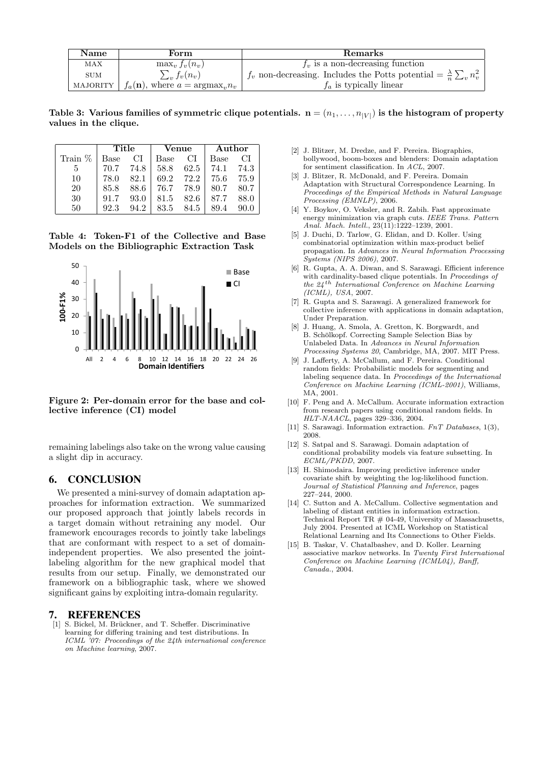| Name | Form | Remarks |
|---|---|---|
| MAX | $\max_v f_v(n_v)$ | $f_v$ is a non-decreasing function |
| SUM | $\sum_v f_v(n_v)$ | $f_v$ non-decreasing. Includes the Potts potential $= \frac{\lambda}{n} \sum_v n_v^2$ |
| MAJORITY | $f_a(\mathbf{n})$, where $a = \text{argmax}_v n_v$ | $f_a$ is typically linear |

**Table 3: Various families of symmetric clique potentials. $\mathbf{n} = (n_1, \ldots, n_{|V|})$ is the histogram of property values in the clique.**

| | Title | | Venue | | Author | |
|---|---|---|---|---|---|---|
| Train % | Base | CI | Base | CI | Base | CI |
| 5 | 70.7 | 74.8 | 58.8 | 62.5 | 74.1 | 74.3 |
| 10 | 78.0 | 82.1 | 69.2 | 72.2 | 75.6 | 75.9 |
| 20 | 85.8 | 88.6 | 76.7 | 78.9 | 80.7 | 80.7 |
| 30 | 91.7 | 93.0 | 81.5 | 82.6 | 87.7 | 88.0 |
| 50 | 92.3 | 94.2 | 83.5 | 84.5 | 89.4 | 90.0 |

**Table 4: Token-F1 of the Collective and Base Models on the Bibliographic Extraction Task**

100-F1%
0
10
20
30
40
50
All 2 4 6 8 10 12 14 16 18 20 22 24 26
Domain Identifiers
Base
CI

**Figure 2: Per-domain error for the base and collective inference (CI) model**

remaining labelings also take on the wrong value causing a slight dip in accuracy.

## 6. CONCLUSION

We presented a mini-survey of domain adaptation approaches for information extraction. We summarized our proposed approach that jointly labels records in a target domain without retraining any model. Our framework encourages records to jointly take labelings that are conformant with respect to a set of domain-independent properties. We also presented the joint-labeling algorithm for the new graphical model that results from our setup. Finally, we demonstrated our framework on a bibliographic task, where we showed significant gains by exploiting intra-domain regularity.

## 7. REFERENCES

[1] S. Bickel, M. Brückner, and T. Scheffer. Discriminative learning for differing training and test distributions. In *ICML '07: Proceedings of the 24th international conference on Machine learning*, 2007.

[2] J. Blitzer, M. Dredze, and F. Pereira. Biographies, bollywood, boom-boxes and blenders: Domain adaptation for sentiment classification. In *ACL*, 2007.

[3] J. Blitzer, R. McDonald, and F. Pereira. Domain Adaptation with Structural Correspondence Learning. In *Proceedings of the Empirical Methods in Natural Language Processing (EMNLP)*, 2006.

[4] Y. Boykov, O. Veksler, and R. Zabih. Fast approximate energy minimization via graph cuts. *IEEE Trans. Pattern Anal. Mach. Intell.*, 23(11):1222–1239, 2001.

[5] J. Duchi, D. Tarlow, G. Elidan, and D. Koller. Using combinatorial optimization within max-product belief propagation. In *Advances in Neural Information Processing Systems (NIPS 2006)*, 2007.

[6] R. Gupta, A. A. Diwan, and S. Sarawagi. Efficient inference with cardinality-based clique potentials. In *Proceedings of the $24^{th}$ International Conference on Machine Learning (ICML), USA*, 2007.

[7] R. Gupta and S. Sarawagi. A generalized framework for collective inference with applications in domain adaptation, Under Preparation.

[8] J. Huang, A. Smola, A. Gretton, K. Borgwardt, and B. Schölkopf. Correcting Sample Selection Bias by Unlabeled Data. In *Advances in Neural Information Processing Systems 20*, Cambridge, MA, 2007. MIT Press.

[9] J. Lafferty, A. McCallum, and F. Pereira. Conditional random fields: Probabilistic models for segmenting and labeling sequence data. In *Proceedings of the International Conference on Machine Learning (ICML-2001)*, Williams, MA, 2001.

[10] F. Peng and A. McCallum. Accurate information extraction from research papers using conditional random fields. In *HLT-NAACL*, pages 329–336, 2004.

[11] S. Sarawagi. Information extraction. *FnT Databases*, 1(3), 2008.

[12] S. Satpal and S. Sarawagi. Domain adaptation of conditional probability models via feature subsetting. In *ECML/PKDD*, 2007.

[13] H. Shimodaira. Improving predictive inference under covariate shift by weighting the log-likelihood function. *Journal of Statistical Planning and Inference*, pages 227–244, 2000.

[14] C. Sutton and A. McCallum. Collective segmentation and labeling of distant entities in information extraction. Technical Report TR # 04-49, University of Massachusetts, July 2004. Presented at ICML Workshop on Statistical Relational Learning and Its Connections to Other Fields.

[15] B. Taskar, V. Chatalbashev, and D. Koller. Learning associative markov networks. In *Twenty First International Conference on Machine Learning (ICML04), Banff, Canada.*, 2004.